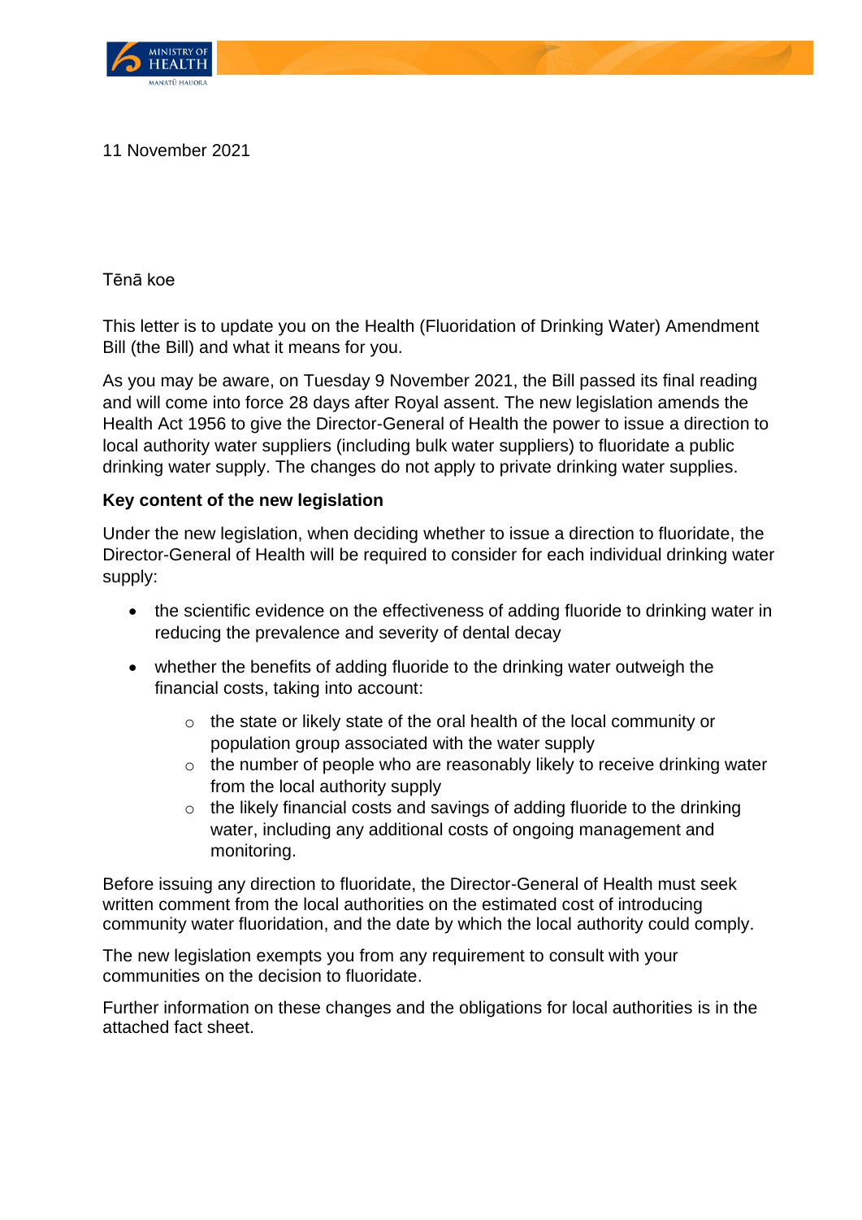11 November 2021

Tēnā koe

This letter is to update you on the Health (Fluoridation of Drinking Water) Amendment Bill (the Bill) and what it means for you.

As you may be aware, on Tuesday 9 November 2021, the Bill passed its final reading and will come into force 28 days after Royal assent. The new legislation amends the Health Act 1956 to give the Director-General of Health the power to issue a direction to local authority water suppliers (including bulk water suppliers) to fluoridate a public drinking water supply. The changes do not apply to private drinking water supplies.

**Key content of the new legislation**

Under the new legislation, when deciding whether to issue a direction to fluoridate, the Director-General of Health will be required to consider for each individual drinking water supply:

- the scientific evidence on the effectiveness of adding fluoride to drinking water in reducing the prevalence and severity of dental decay
- whether the benefits of adding fluoride to the drinking water outweigh the financial costs, taking into account:
  - the state or likely state of the oral health of the local community or population group associated with the water supply
  - the number of people who are reasonably likely to receive drinking water from the local authority supply
  - the likely financial costs and savings of adding fluoride to the drinking water, including any additional costs of ongoing management and monitoring.

Before issuing any direction to fluoridate, the Director-General of Health must seek written comment from the local authorities on the estimated cost of introducing community water fluoridation, and the date by which the local authority could comply.

The new legislation exempts you from any requirement to consult with your communities on the decision to fluoridate.

Further information on these changes and the obligations for local authorities is in the attached fact sheet.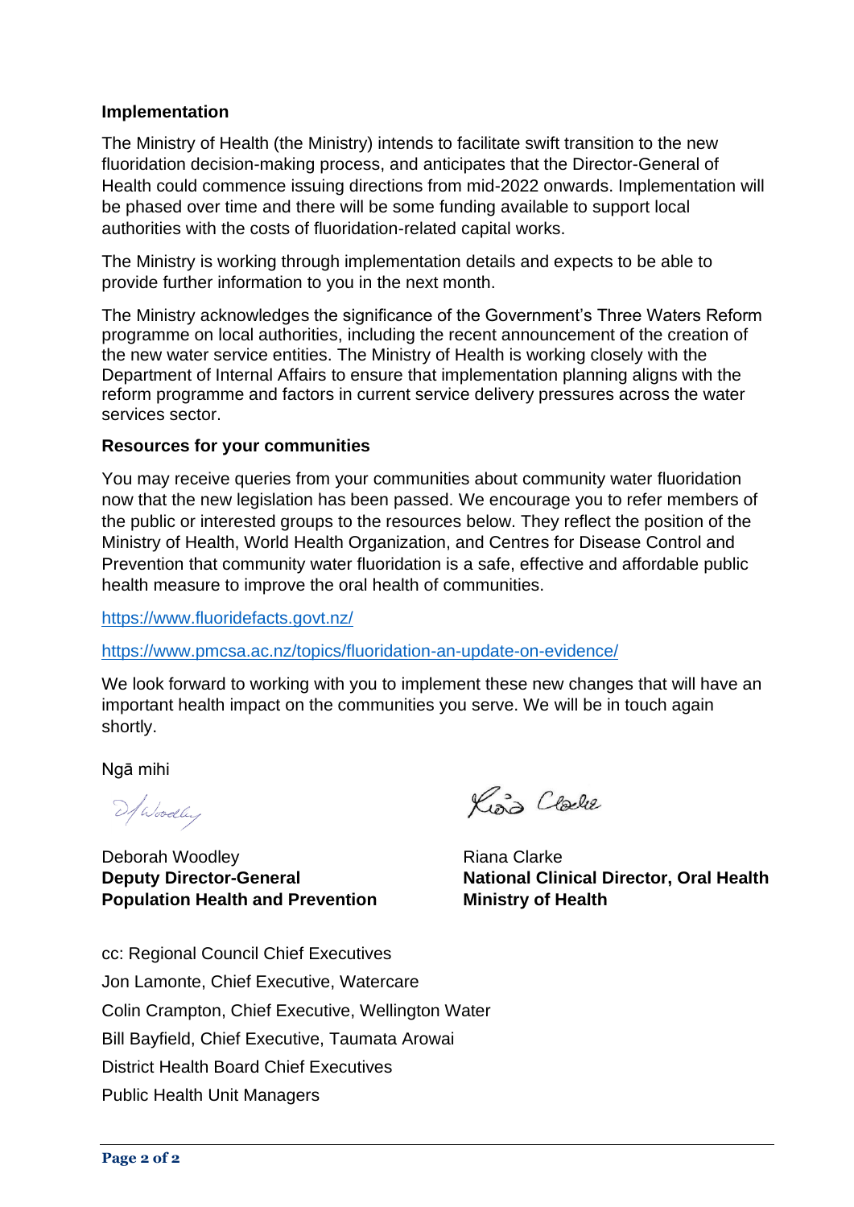**Implementation**

The Ministry of Health (the Ministry) intends to facilitate swift transition to the new fluoridation decision-making process, and anticipates that the Director-General of Health could commence issuing directions from mid-2022 onwards. Implementation will be phased over time and there will be some funding available to support local authorities with the costs of fluoridation-related capital works.

The Ministry is working through implementation details and expects to be able to provide further information to you in the next month.

The Ministry acknowledges the significance of the Government's Three Waters Reform programme on local authorities, including the recent announcement of the creation of the new water service entities. The Ministry of Health is working closely with the Department of Internal Affairs to ensure that implementation planning aligns with the reform programme and factors in current service delivery pressures across the water services sector.

**Resources for your communities**

You may receive queries from your communities about community water fluoridation now that the new legislation has been passed. We encourage you to refer members of the public or interested groups to the resources below. They reflect the position of the Ministry of Health, World Health Organization, and Centres for Disease Control and Prevention that community water fluoridation is a safe, effective and affordable public health measure to improve the oral health of communities.

https://www.fluoridefacts.govt.nz/

https://www.pmcsa.ac.nz/topics/fluoridation-an-update-on-evidence/

We look forward to working with you to implement these new changes that will have an important health impact on the communities you serve. We will be in touch again shortly.

Ngā mihi

Deborah Woodley
**Deputy Director-General**
**Population Health and Prevention**

Riana Clarke
**National Clinical Director, Oral Health**
**Ministry of Health**

cc: Regional Council Chief Executives
Jon Lamonte, Chief Executive, Watercare
Colin Crampton, Chief Executive, Wellington Water
Bill Bayfield, Chief Executive, Taumata Arowai
District Health Board Chief Executives
Public Health Unit Managers